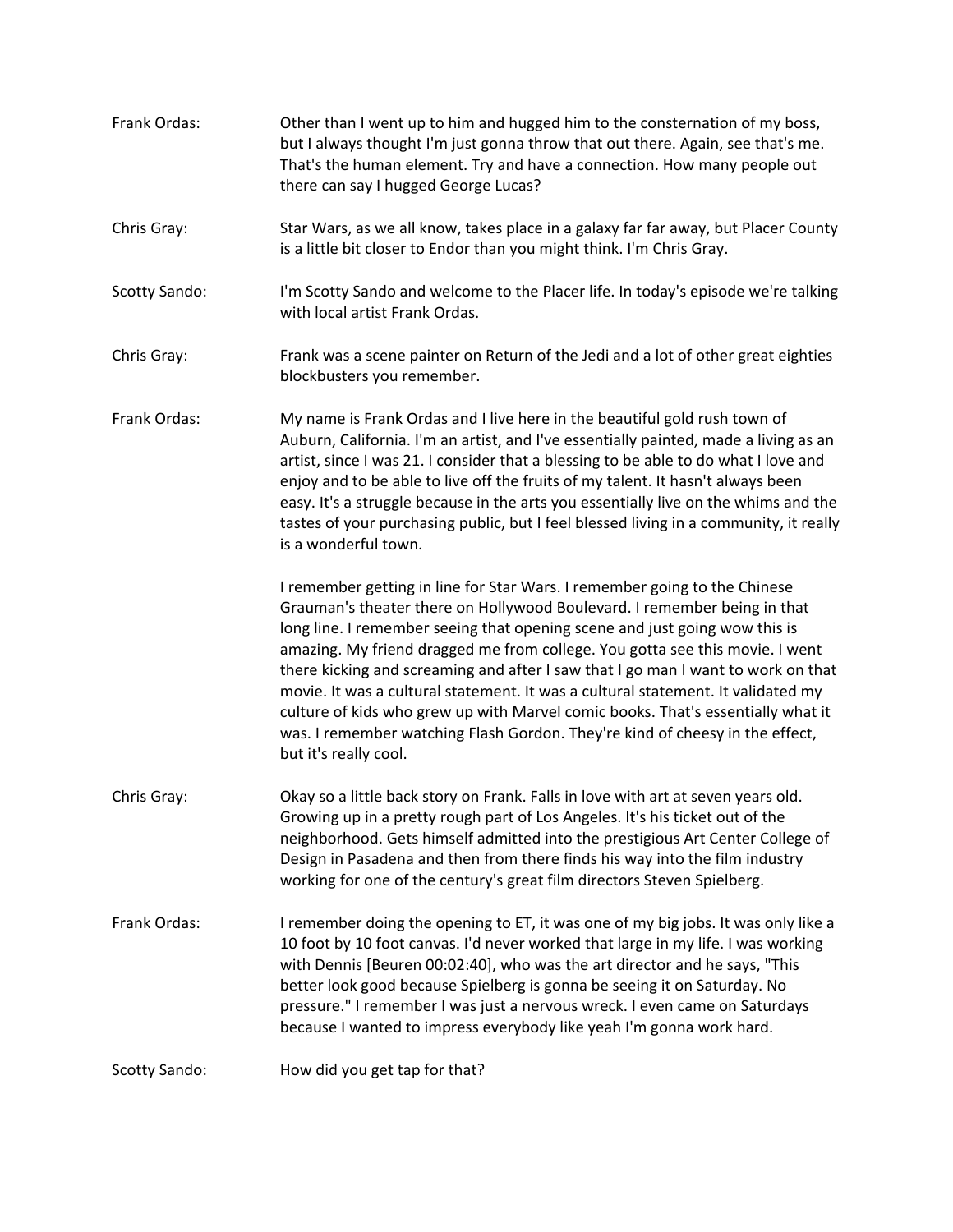**Frank Ordas:** Other than I went up to him and hugged him to the consternation of my boss, but I always thought I'm just gonna throw that out there. Again, see that's me. That's the human element. Try and have a connection. How many people out there can say I hugged George Lucas?

**Chris Gray:** Star Wars, as we all know, takes place in a galaxy far far away, but Placer County is a little bit closer to Endor than you might think. I'm Chris Gray.

**Scotty Sando:** I'm Scotty Sando and welcome to the Placer life. In today's episode we're talking with local artist Frank Ordas.

**Chris Gray:** Frank was a scene painter on Return of the Jedi and a lot of other great eighties blockbusters you remember.

**Frank Ordas:** My name is Frank Ordas and I live here in the beautiful gold rush town of Auburn, California. I'm an artist, and I've essentially painted, made a living as an artist, since I was 21. I consider that a blessing to be able to do what I love and enjoy and to be able to live off the fruits of my talent. It hasn't always been easy. It's a struggle because in the arts you essentially live on the whims and the tastes of your purchasing public, but I feel blessed living in a community, it really is a wonderful town.

I remember getting in line for Star Wars. I remember going to the Chinese Grauman's theater there on Hollywood Boulevard. I remember being in that long line. I remember seeing that opening scene and just going wow this is amazing. My friend dragged me from college. You gotta see this movie. I went there kicking and screaming and after I saw that I go man I want to work on that movie. It was a cultural statement. It was a cultural statement. It validated my culture of kids who grew up with Marvel comic books. That's essentially what it was. I remember watching Flash Gordon. They're kind of cheesy in the effect, but it's really cool.

**Chris Gray:** Okay so a little back story on Frank. Falls in love with art at seven years old. Growing up in a pretty rough part of Los Angeles. It's his ticket out of the neighborhood. Gets himself admitted into the prestigious Art Center College of Design in Pasadena and then from there finds his way into the film industry working for one of the century's great film directors Steven Spielberg.

**Frank Ordas:** I remember doing the opening to ET, it was one of my big jobs. It was only like a 10 foot by 10 foot canvas. I'd never worked that large in my life. I was working with Dennis [Beuren 00:02:40], who was the art director and he says, "This better look good because Spielberg is gonna be seeing it on Saturday. No pressure." I remember I was just a nervous wreck. I even came on Saturdays because I wanted to impress everybody like yeah I'm gonna work hard.

**Scotty Sando:** How did you get tap for that?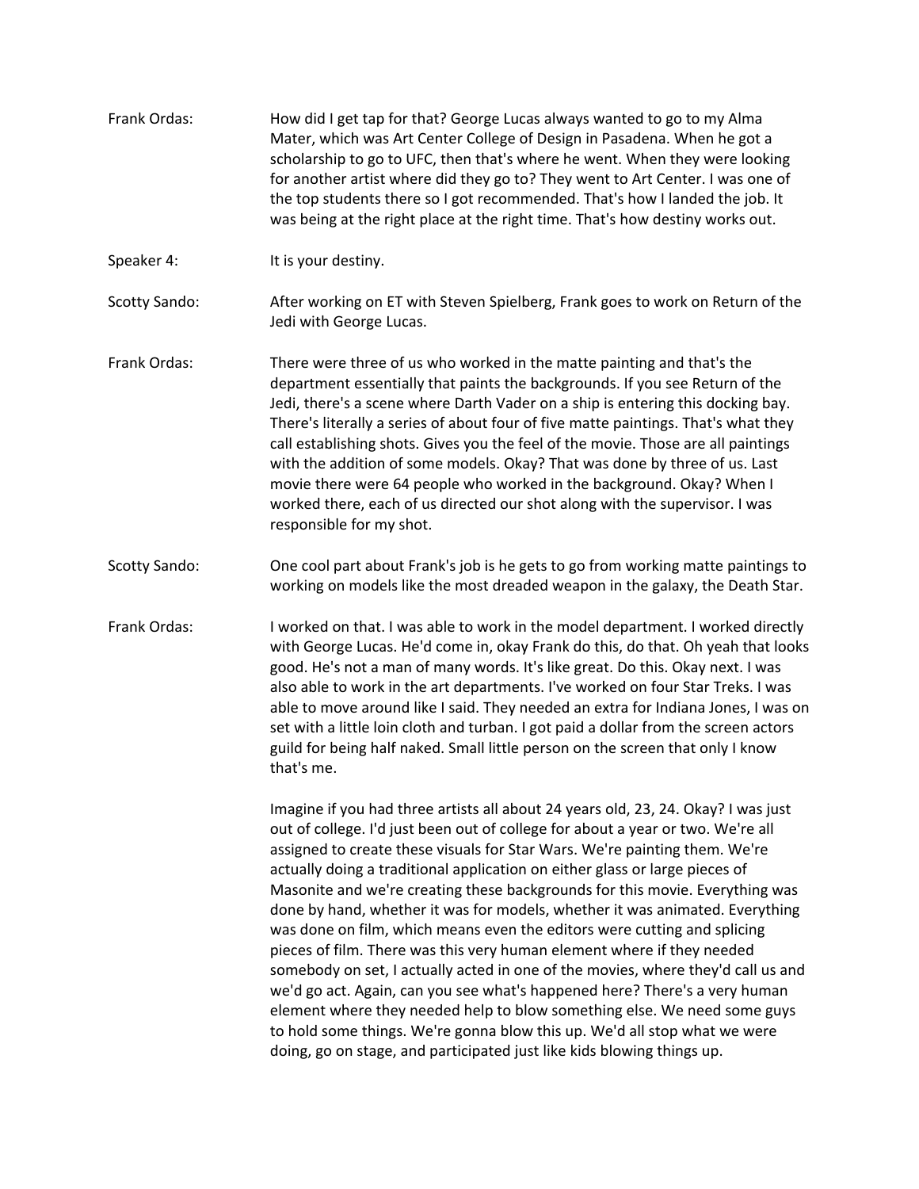Frank Ordas: How did I get tap for that? George Lucas always wanted to go to my Alma Mater, which was Art Center College of Design in Pasadena. When he got a scholarship to go to UFC, then that's where he went. When they were looking for another artist where did they go to? They went to Art Center. I was one of the top students there so I got recommended. That's how I landed the job. It was being at the right place at the right time. That's how destiny works out.

Speaker 4: It is your destiny.

Scotty Sando: After working on ET with Steven Spielberg, Frank goes to work on Return of the Jedi with George Lucas.

Frank Ordas: There were three of us who worked in the matte painting and that's the department essentially that paints the backgrounds. If you see Return of the Jedi, there's a scene where Darth Vader on a ship is entering this docking bay. There's literally a series of about four of five matte paintings. That's what they call establishing shots. Gives you the feel of the movie. Those are all paintings with the addition of some models. Okay? That was done by three of us. Last movie there were 64 people who worked in the background. Okay? When I worked there, each of us directed our shot along with the supervisor. I was responsible for my shot.

Scotty Sando: One cool part about Frank's job is he gets to go from working matte paintings to working on models like the most dreaded weapon in the galaxy, the Death Star.

Frank Ordas: I worked on that. I was able to work in the model department. I worked directly with George Lucas. He'd come in, okay Frank do this, do that. Oh yeah that looks good. He's not a man of many words. It's like great. Do this. Okay next. I was also able to work in the art departments. I've worked on four Star Treks. I was able to move around like I said. They needed an extra for Indiana Jones, I was on set with a little loin cloth and turban. I got paid a dollar from the screen actors guild for being half naked. Small little person on the screen that only I know that's me.

Imagine if you had three artists all about 24 years old, 23, 24. Okay? I was just out of college. I'd just been out of college for about a year or two. We're all assigned to create these visuals for Star Wars. We're painting them. We're actually doing a traditional application on either glass or large pieces of Masonite and we're creating these backgrounds for this movie. Everything was done by hand, whether it was for models, whether it was animated. Everything was done on film, which means even the editors were cutting and splicing pieces of film. There was this very human element where if they needed somebody on set, I actually acted in one of the movies, where they'd call us and we'd go act. Again, can you see what's happened here? There's a very human element where they needed help to blow something else. We need some guys to hold some things. We're gonna blow this up. We'd all stop what we were doing, go on stage, and participated just like kids blowing things up.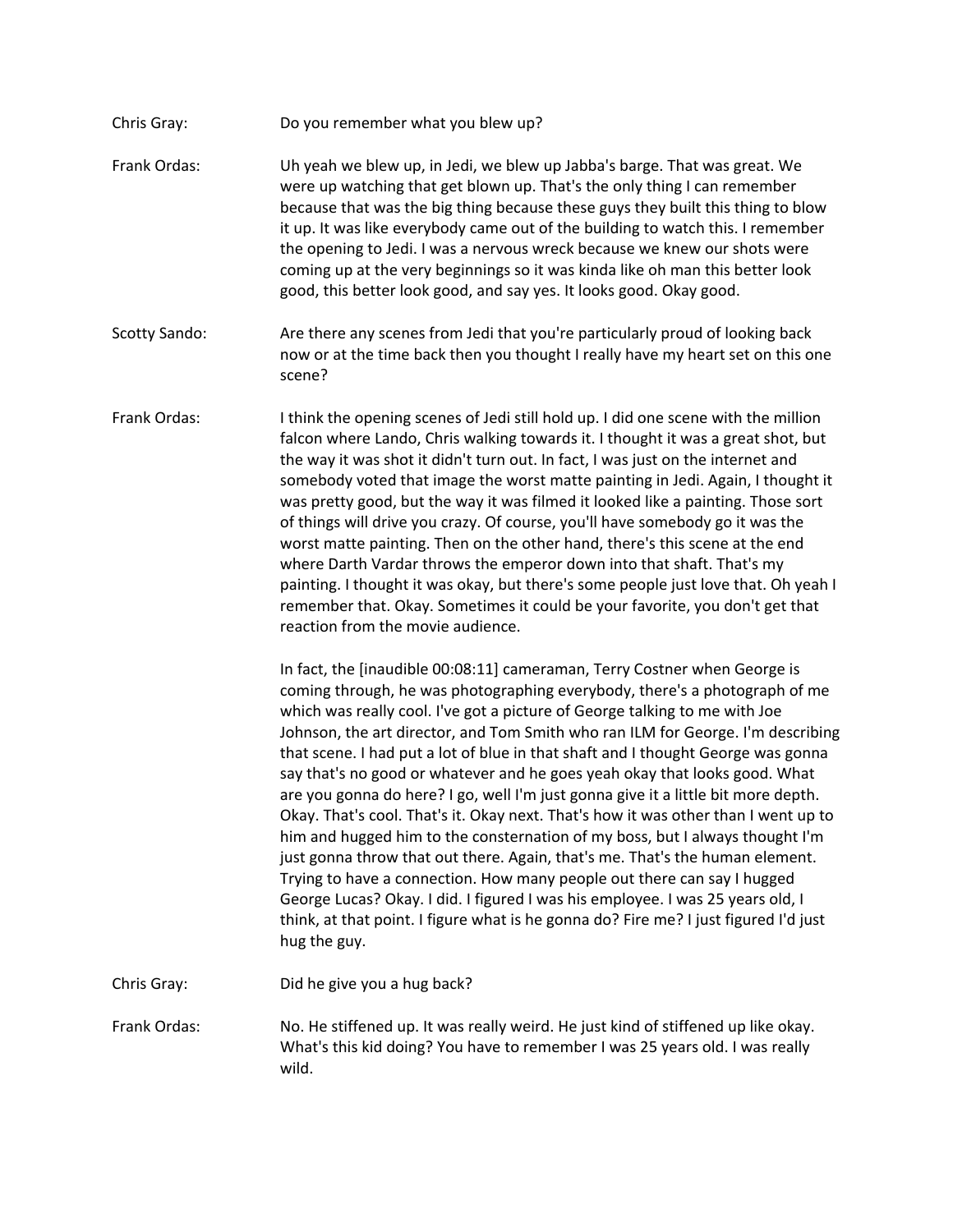Chris Gray: Do you remember what you blew up?

Frank Ordas: Uh yeah we blew up, in Jedi, we blew up Jabba's barge. That was great. We were up watching that get blown up. That's the only thing I can remember because that was the big thing because these guys they built this thing to blow it up. It was like everybody came out of the building to watch this. I remember the opening to Jedi. I was a nervous wreck because we knew our shots were coming up at the very beginnings so it was kinda like oh man this better look good, this better look good, and say yes. It looks good. Okay good.

Scotty Sando: Are there any scenes from Jedi that you're particularly proud of looking back now or at the time back then you thought I really have my heart set on this one scene?

Frank Ordas: I think the opening scenes of Jedi still hold up. I did one scene with the million falcon where Lando, Chris walking towards it. I thought it was a great shot, but the way it was shot it didn't turn out. In fact, I was just on the internet and somebody voted that image the worst matte painting in Jedi. Again, I thought it was pretty good, but the way it was filmed it looked like a painting. Those sort of things will drive you crazy. Of course, you'll have somebody go it was the worst matte painting. Then on the other hand, there's this scene at the end where Darth Vardar throws the emperor down into that shaft. That's my painting. I thought it was okay, but there's some people just love that. Oh yeah I remember that. Okay. Sometimes it could be your favorite, you don't get that reaction from the movie audience.

In fact, the [inaudible 00:08:11] cameraman, Terry Costner when George is coming through, he was photographing everybody, there's a photograph of me which was really cool. I've got a picture of George talking to me with Joe Johnson, the art director, and Tom Smith who ran ILM for George. I'm describing that scene. I had put a lot of blue in that shaft and I thought George was gonna say that's no good or whatever and he goes yeah okay that looks good. What are you gonna do here? I go, well I'm just gonna give it a little bit more depth. Okay. That's cool. That's it. Okay next. That's how it was other than I went up to him and hugged him to the consternation of my boss, but I always thought I'm just gonna throw that out there. Again, that's me. That's the human element. Trying to have a connection. How many people out there can say I hugged George Lucas? Okay. I did. I figured I was his employee. I was 25 years old, I think, at that point. I figure what is he gonna do? Fire me? I just figured I'd just hug the guy.

Chris Gray: Did he give you a hug back?

Frank Ordas: No. He stiffened up. It was really weird. He just kind of stiffened up like okay. What's this kid doing? You have to remember I was 25 years old. I was really wild.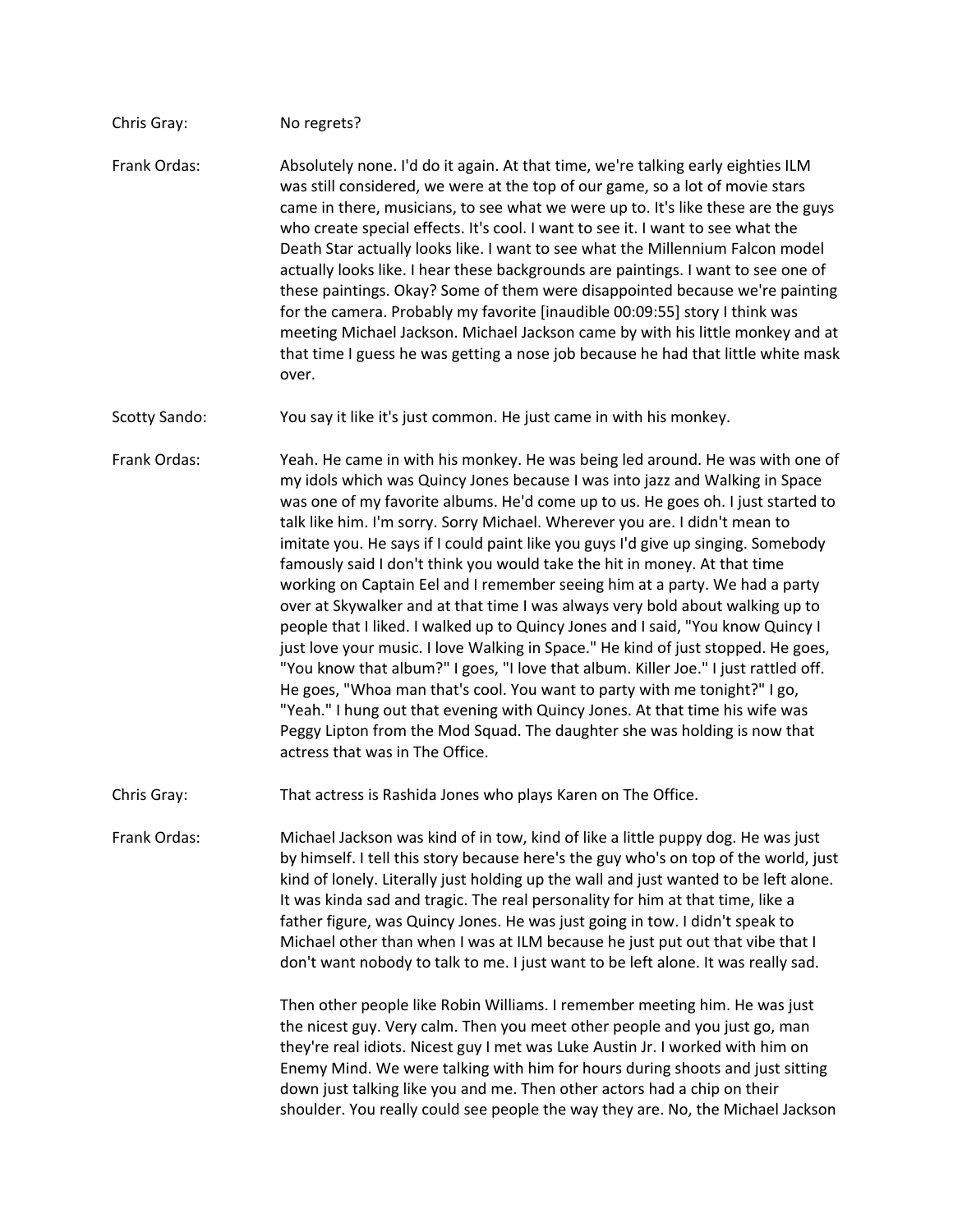Chris Gray: No regrets?

Frank Ordas: Absolutely none. I'd do it again. At that time, we're talking early eighties ILM was still considered, we were at the top of our game, so a lot of movie stars came in there, musicians, to see what we were up to. It's like these are the guys who create special effects. It's cool. I want to see it. I want to see what the Death Star actually looks like. I want to see what the Millennium Falcon model actually looks like. I hear these backgrounds are paintings. I want to see one of these paintings. Okay? Some of them were disappointed because we're painting for the camera. Probably my favorite [inaudible 00:09:55] story I think was meeting Michael Jackson. Michael Jackson came by with his little monkey and at that time I guess he was getting a nose job because he had that little white mask over.

Scotty Sando: You say it like it's just common. He just came in with his monkey.

Frank Ordas: Yeah. He came in with his monkey. He was being led around. He was with one of my idols which was Quincy Jones because I was into jazz and Walking in Space was one of my favorite albums. He'd come up to us. He goes oh. I just started to talk like him. I'm sorry. Sorry Michael. Wherever you are. I didn't mean to imitate you. He says if I could paint like you guys I'd give up singing. Somebody famously said I don't think you would take the hit in money. At that time working on Captain Eel and I remember seeing him at a party. We had a party over at Skywalker and at that time I was always very bold about walking up to people that I liked. I walked up to Quincy Jones and I said, "You know Quincy I just love your music. I love Walking in Space." He kind of just stopped. He goes, "You know that album?" I goes, "I love that album. Killer Joe." I just rattled off. He goes, "Whoa man that's cool. You want to party with me tonight?" I go, "Yeah." I hung out that evening with Quincy Jones. At that time his wife was Peggy Lipton from the Mod Squad. The daughter she was holding is now that actress that was in The Office.

Chris Gray: That actress is Rashida Jones who plays Karen on The Office.

Frank Ordas: Michael Jackson was kind of in tow, kind of like a little puppy dog. He was just by himself. I tell this story because here's the guy who's on top of the world, just kind of lonely. Literally just holding up the wall and just wanted to be left alone. It was kinda sad and tragic. The real personality for him at that time, like a father figure, was Quincy Jones. He was just going in tow. I didn't speak to Michael other than when I was at ILM because he just put out that vibe that I don't want nobody to talk to me. I just want to be left alone. It was really sad.

Then other people like Robin Williams. I remember meeting him. He was just the nicest guy. Very calm. Then you meet other people and you just go, man they're real idiots. Nicest guy I met was Luke Austin Jr. I worked with him on Enemy Mind. We were talking with him for hours during shoots and just sitting down just talking like you and me. Then other actors had a chip on their shoulder. You really could see people the way they are. No, the Michael Jackson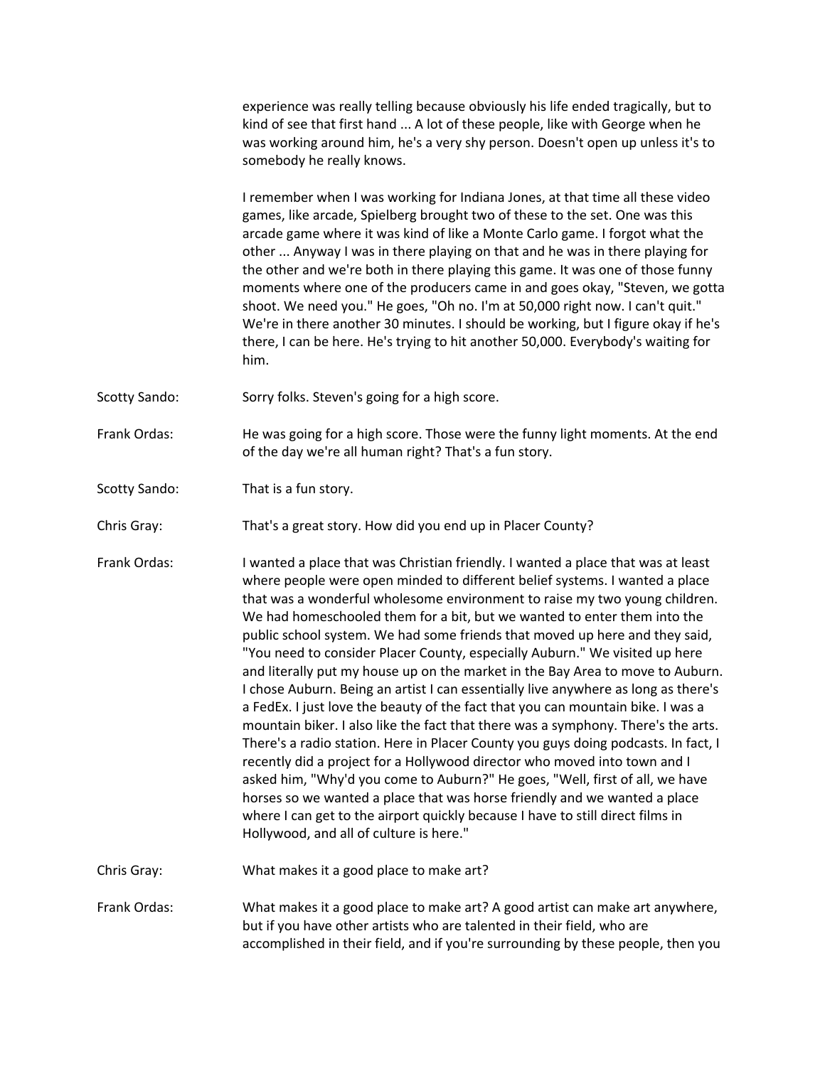experience was really telling because obviously his life ended tragically, but to kind of see that first hand ... A lot of these people, like with George when he was working around him, he's a very shy person. Doesn't open up unless it's to somebody he really knows.

I remember when I was working for Indiana Jones, at that time all these video games, like arcade, Spielberg brought two of these to the set. One was this arcade game where it was kind of like a Monte Carlo game. I forgot what the other ... Anyway I was in there playing on that and he was in there playing for the other and we're both in there playing this game. It was one of those funny moments where one of the producers came in and goes okay, "Steven, we gotta shoot. We need you." He goes, "Oh no. I'm at 50,000 right now. I can't quit." We're in there another 30 minutes. I should be working, but I figure okay if he's there, I can be here. He's trying to hit another 50,000. Everybody's waiting for him.

Scotty Sando: Sorry folks. Steven's going for a high score.

Frank Ordas: He was going for a high score. Those were the funny light moments. At the end of the day we're all human right? That's a fun story.

Scotty Sando: That is a fun story.

Chris Gray: That's a great story. How did you end up in Placer County?

Frank Ordas: I wanted a place that was Christian friendly. I wanted a place that was at least where people were open minded to different belief systems. I wanted a place that was a wonderful wholesome environment to raise my two young children. We had homeschooled them for a bit, but we wanted to enter them into the public school system. We had some friends that moved up here and they said, "You need to consider Placer County, especially Auburn." We visited up here and literally put my house up on the market in the Bay Area to move to Auburn. I chose Auburn. Being an artist I can essentially live anywhere as long as there's a FedEx. I just love the beauty of the fact that you can mountain bike. I was a mountain biker. I also like the fact that there was a symphony. There's the arts. There's a radio station. Here in Placer County you guys doing podcasts. In fact, I recently did a project for a Hollywood director who moved into town and I asked him, "Why'd you come to Auburn?" He goes, "Well, first of all, we have horses so we wanted a place that was horse friendly and we wanted a place where I can get to the airport quickly because I have to still direct films in Hollywood, and all of culture is here."

Chris Gray: What makes it a good place to make art?

Frank Ordas: What makes it a good place to make art? A good artist can make art anywhere, but if you have other artists who are talented in their field, who are accomplished in their field, and if you're surrounding by these people, then you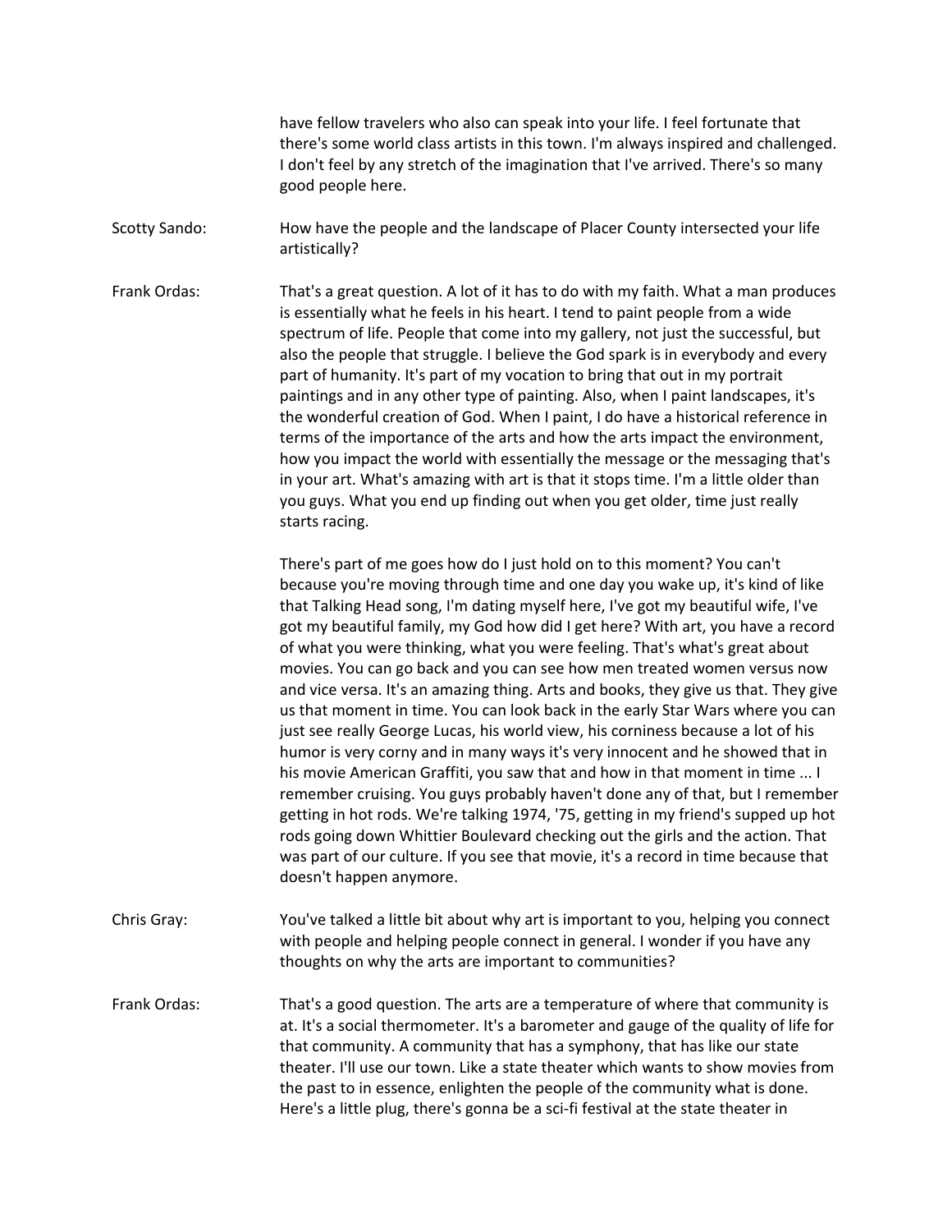have fellow travelers who also can speak into your life. I feel fortunate that there's some world class artists in this town. I'm always inspired and challenged. I don't feel by any stretch of the imagination that I've arrived. There's so many good people here.

**Scotty Sando:** How have the people and the landscape of Placer County intersected your life artistically?

**Frank Ordas:** That's a great question. A lot of it has to do with my faith. What a man produces is essentially what he feels in his heart. I tend to paint people from a wide spectrum of life. People that come into my gallery, not just the successful, but also the people that struggle. I believe the God spark is in everybody and every part of humanity. It's part of my vocation to bring that out in my portrait paintings and in any other type of painting. Also, when I paint landscapes, it's the wonderful creation of God. When I paint, I do have a historical reference in terms of the importance of the arts and how the arts impact the environment, how you impact the world with essentially the message or the messaging that's in your art. What's amazing with art is that it stops time. I'm a little older than you guys. What you end up finding out when you get older, time just really starts racing.

There's part of me goes how do I just hold on to this moment? You can't because you're moving through time and one day you wake up, it's kind of like that Talking Head song, I'm dating myself here, I've got my beautiful wife, I've got my beautiful family, my God how did I get here? With art, you have a record of what you were thinking, what you were feeling. That's what's great about movies. You can go back and you can see how men treated women versus now and vice versa. It's an amazing thing. Arts and books, they give us that. They give us that moment in time. You can look back in the early Star Wars where you can just see really George Lucas, his world view, his corniness because a lot of his humor is very corny and in many ways it's very innocent and he showed that in his movie American Graffiti, you saw that and how in that moment in time ... I remember cruising. You guys probably haven't done any of that, but I remember getting in hot rods. We're talking 1974, '75, getting in my friend's supped up hot rods going down Whittier Boulevard checking out the girls and the action. That was part of our culture. If you see that movie, it's a record in time because that doesn't happen anymore.

**Chris Gray:** You've talked a little bit about why art is important to you, helping you connect with people and helping people connect in general. I wonder if you have any thoughts on why the arts are important to communities?

**Frank Ordas:** That's a good question. The arts are a temperature of where that community is at. It's a social thermometer. It's a barometer and gauge of the quality of life for that community. A community that has a symphony, that has like our state theater. I'll use our town. Like a state theater which wants to show movies from the past to in essence, enlighten the people of the community what is done. Here's a little plug, there's gonna be a sci-fi festival at the state theater in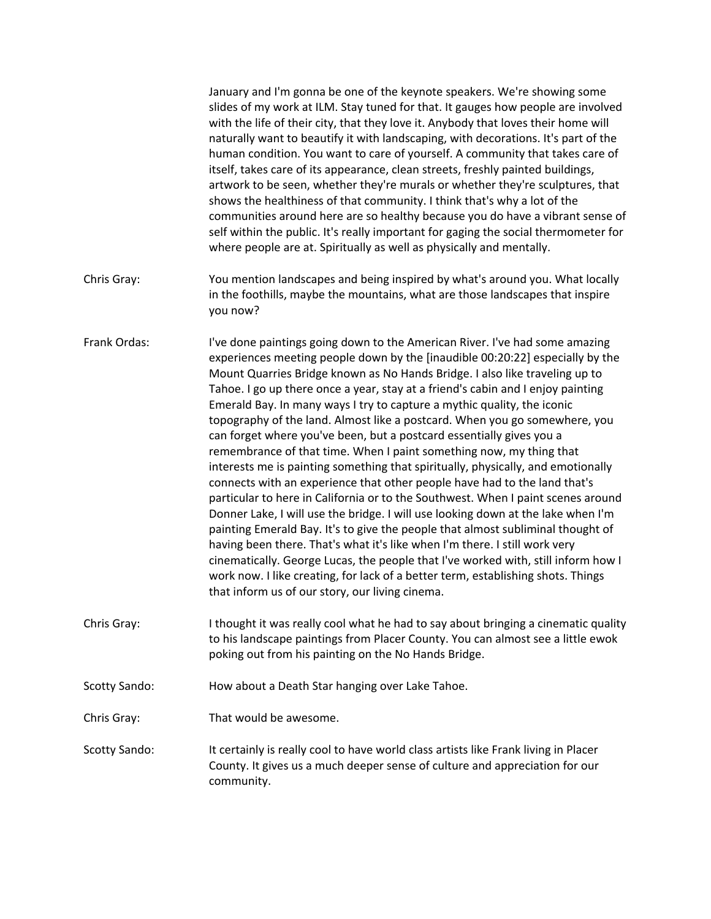January and I'm gonna be one of the keynote speakers. We're showing some slides of my work at ILM. Stay tuned for that. It gauges how people are involved with the life of their city, that they love it. Anybody that loves their home will naturally want to beautify it with landscaping, with decorations. It's part of the human condition. You want to care of yourself. A community that takes care of itself, takes care of its appearance, clean streets, freshly painted buildings, artwork to be seen, whether they're murals or whether they're sculptures, that shows the healthiness of that community. I think that's why a lot of the communities around here are so healthy because you do have a vibrant sense of self within the public. It's really important for gaging the social thermometer for where people are at. Spiritually as well as physically and mentally.

Chris Gray: You mention landscapes and being inspired by what's around you. What locally in the foothills, maybe the mountains, what are those landscapes that inspire you now?

Frank Ordas: I've done paintings going down to the American River. I've had some amazing experiences meeting people down by the [inaudible 00:20:22] especially by the Mount Quarries Bridge known as No Hands Bridge. I also like traveling up to Tahoe. I go up there once a year, stay at a friend's cabin and I enjoy painting Emerald Bay. In many ways I try to capture a mythic quality, the iconic topography of the land. Almost like a postcard. When you go somewhere, you can forget where you've been, but a postcard essentially gives you a remembrance of that time. When I paint something now, my thing that interests me is painting something that spiritually, physically, and emotionally connects with an experience that other people have had to the land that's particular to here in California or to the Southwest. When I paint scenes around Donner Lake, I will use the bridge. I will use looking down at the lake when I'm painting Emerald Bay. It's to give the people that almost subliminal thought of having been there. That's what it's like when I'm there. I still work very cinematically. George Lucas, the people that I've worked with, still inform how I work now. I like creating, for lack of a better term, establishing shots. Things that inform us of our story, our living cinema.

Chris Gray: I thought it was really cool what he had to say about bringing a cinematic quality to his landscape paintings from Placer County. You can almost see a little ewok poking out from his painting on the No Hands Bridge.

Scotty Sando: How about a Death Star hanging over Lake Tahoe.

Chris Gray: That would be awesome.

Scotty Sando: It certainly is really cool to have world class artists like Frank living in Placer County. It gives us a much deeper sense of culture and appreciation for our community.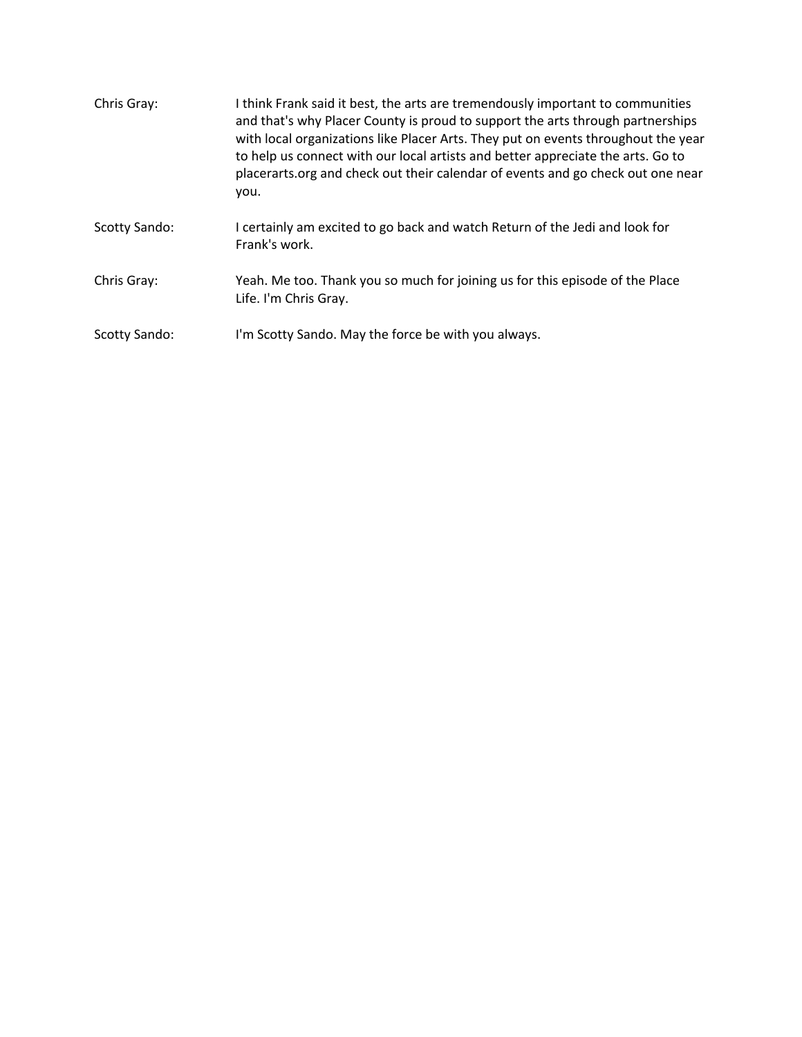Chris Gray: I think Frank said it best, the arts are tremendously important to communities and that's why Placer County is proud to support the arts through partnerships with local organizations like Placer Arts. They put on events throughout the year to help us connect with our local artists and better appreciate the arts. Go to placerarts.org and check out their calendar of events and go check out one near you.

Scotty Sando: I certainly am excited to go back and watch Return of the Jedi and look for Frank's work.

Chris Gray: Yeah. Me too. Thank you so much for joining us for this episode of the Place Life. I'm Chris Gray.

Scotty Sando: I'm Scotty Sando. May the force be with you always.